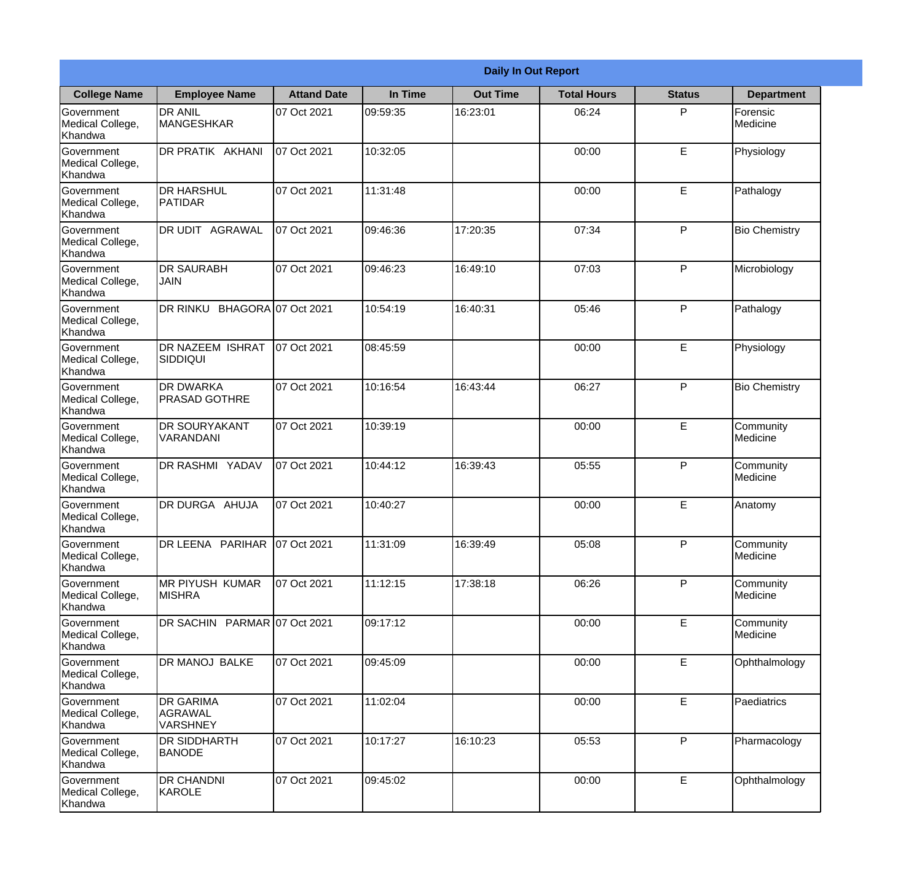**Daily In Out Report**

| College Name | Employee Name | Attand Date | In Time | Out Time | Total Hours | Status | Department |
|---|---|---|---|---|---|---|---|
| Government Medical College, Khandwa | DR ANIL MANGESHKAR | 07 Oct 2021 | 09:59:35 | 16:23:01 | 06:24 | P | Forensic Medicine |
| Government Medical College, Khandwa | DR PRATIK AKHANI | 07 Oct 2021 | 10:32:05 | | 00:00 | E | Physiology |
| Government Medical College, Khandwa | DR HARSHUL PATIDAR | 07 Oct 2021 | 11:31:48 | | 00:00 | E | Pathalogy |
| Government Medical College, Khandwa | DR UDIT AGRAWAL | 07 Oct 2021 | 09:46:36 | 17:20:35 | 07:34 | P | Bio Chemistry |
| Government Medical College, Khandwa | DR SAURABH JAIN | 07 Oct 2021 | 09:46:23 | 16:49:10 | 07:03 | P | Microbiology |
| Government Medical College, Khandwa | DR RINKU BHAGORA | 07 Oct 2021 | 10:54:19 | 16:40:31 | 05:46 | P | Pathalogy |
| Government Medical College, Khandwa | DR NAZEEM ISHRAT SIDDIQUI | 07 Oct 2021 | 08:45:59 | | 00:00 | E | Physiology |
| Government Medical College, Khandwa | DR DWARKA PRASAD GOTHRE | 07 Oct 2021 | 10:16:54 | 16:43:44 | 06:27 | P | Bio Chemistry |
| Government Medical College, Khandwa | DR SOURYAKANT VARANDANI | 07 Oct 2021 | 10:39:19 | | 00:00 | E | Community Medicine |
| Government Medical College, Khandwa | DR RASHMI YADAV | 07 Oct 2021 | 10:44:12 | 16:39:43 | 05:55 | P | Community Medicine |
| Government Medical College, Khandwa | DR DURGA AHUJA | 07 Oct 2021 | 10:40:27 | | 00:00 | E | Anatomy |
| Government Medical College, Khandwa | DR LEENA PARIHAR | 07 Oct 2021 | 11:31:09 | 16:39:49 | 05:08 | P | Community Medicine |
| Government Medical College, Khandwa | MR PIYUSH KUMAR MISHRA | 07 Oct 2021 | 11:12:15 | 17:38:18 | 06:26 | P | Community Medicine |
| Government Medical College, Khandwa | DR SACHIN PARMAR | 07 Oct 2021 | 09:17:12 | | 00:00 | E | Community Medicine |
| Government Medical College, Khandwa | DR MANOJ BALKE | 07 Oct 2021 | 09:45:09 | | 00:00 | E | Ophthalmology |
| Government Medical College, Khandwa | DR GARIMA AGRAWAL VARSHNEY | 07 Oct 2021 | 11:02:04 | | 00:00 | E | Paediatrics |
| Government Medical College, Khandwa | DR SIDDHARTH BANODE | 07 Oct 2021 | 10:17:27 | 16:10:23 | 05:53 | P | Pharmacology |
| Government Medical College, Khandwa | DR CHANDNI KAROLE | 07 Oct 2021 | 09:45:02 | | 00:00 | E | Ophthalmology |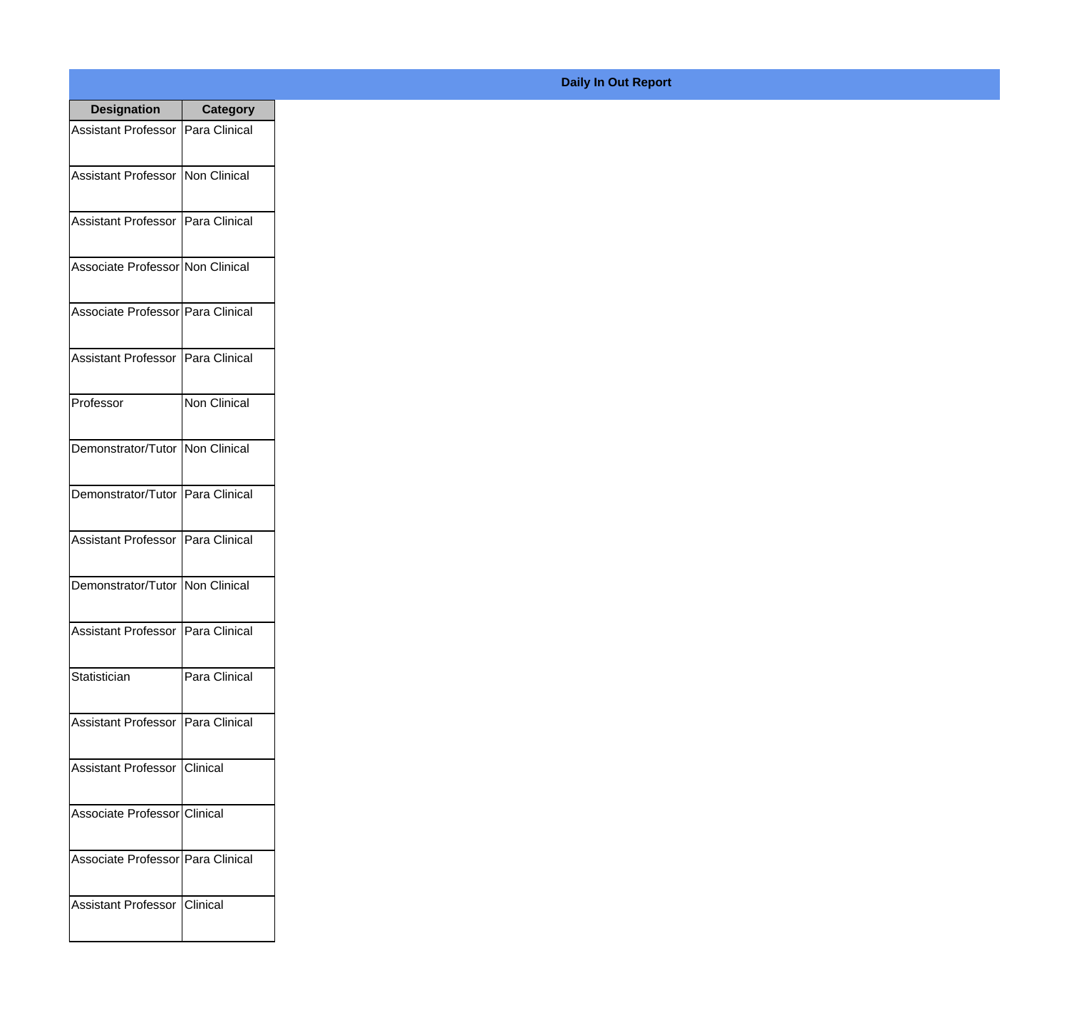**Daily In Out Report**

| Designation | Category |
|---|---|
| Assistant Professor | Para Clinical |
| Assistant Professor | Non Clinical |
| Assistant Professor | Para Clinical |
| Associate Professor | Non Clinical |
| Associate Professor | Para Clinical |
| Assistant Professor | Para Clinical |
| Professor | Non Clinical |
| Demonstrator/Tutor | Non Clinical |
| Demonstrator/Tutor | Para Clinical |
| Assistant Professor | Para Clinical |
| Demonstrator/Tutor | Non Clinical |
| Assistant Professor | Para Clinical |
| Statistician | Para Clinical |
| Assistant Professor | Para Clinical |
| Assistant Professor | Clinical |
| Associate Professor | Clinical |
| Associate Professor | Para Clinical |
| Assistant Professor | Clinical |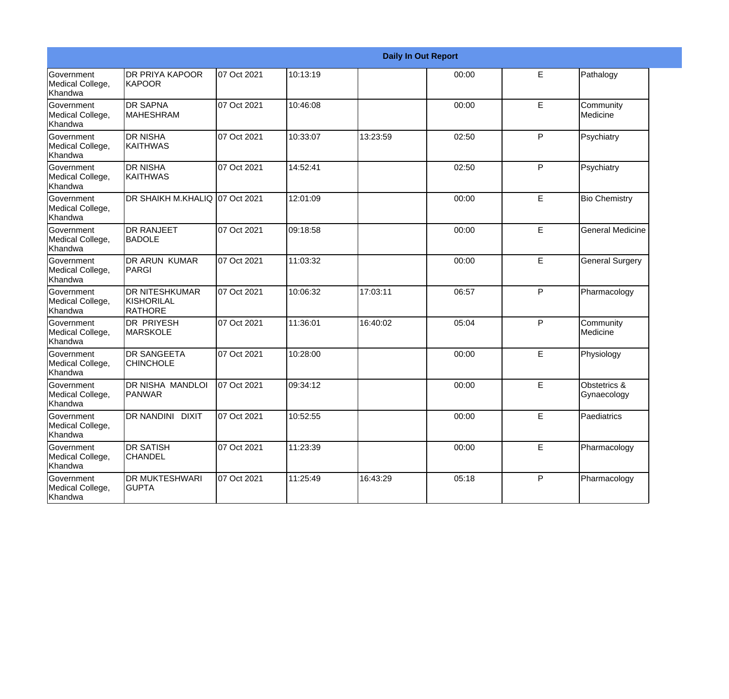| Daily In Out Report | | | | | | | |
|---|---|---|---|---|---|---|---|
| Government Medical College, Khandwa | DR PRIYA KAPOOR KAPOOR | 07 Oct 2021 | 10:13:19 | | 00:00 | E | Pathalogy |
| Government Medical College, Khandwa | DR SAPNA MAHESHRAM | 07 Oct 2021 | 10:46:08 | | 00:00 | E | Community Medicine |
| Government Medical College, Khandwa | DR NISHA KAITHWAS | 07 Oct 2021 | 10:33:07 | 13:23:59 | 02:50 | P | Psychiatry |
| Government Medical College, Khandwa | DR NISHA KAITHWAS | 07 Oct 2021 | 14:52:41 | | 02:50 | P | Psychiatry |
| Government Medical College, Khandwa | DR SHAIKH M.KHALIQ | 07 Oct 2021 | 12:01:09 | | 00:00 | E | Bio Chemistry |
| Government Medical College, Khandwa | DR RANJEET BADOLE | 07 Oct 2021 | 09:18:58 | | 00:00 | E | General Medicine |
| Government Medical College, Khandwa | DR ARUN KUMAR PARGI | 07 Oct 2021 | 11:03:32 | | 00:00 | E | General Surgery |
| Government Medical College, Khandwa | DR NITESHKUMAR KISHORILAL RATHORE | 07 Oct 2021 | 10:06:32 | 17:03:11 | 06:57 | P | Pharmacology |
| Government Medical College, Khandwa | DR PRIYESH MARSKOLE | 07 Oct 2021 | 11:36:01 | 16:40:02 | 05:04 | P | Community Medicine |
| Government Medical College, Khandwa | DR SANGEETA CHINCHOLE | 07 Oct 2021 | 10:28:00 | | 00:00 | E | Physiology |
| Government Medical College, Khandwa | DR NISHA MANDLOI PANWAR | 07 Oct 2021 | 09:34:12 | | 00:00 | E | Obstetrics & Gynaecology |
| Government Medical College, Khandwa | DR NANDINI DIXIT | 07 Oct 2021 | 10:52:55 | | 00:00 | E | Paediatrics |
| Government Medical College, Khandwa | DR SATISH CHANDEL | 07 Oct 2021 | 11:23:39 | | 00:00 | E | Pharmacology |
| Government Medical College, Khandwa | DR MUKTESHWARI GUPTA | 07 Oct 2021 | 11:25:49 | 16:43:29 | 05:18 | P | Pharmacology |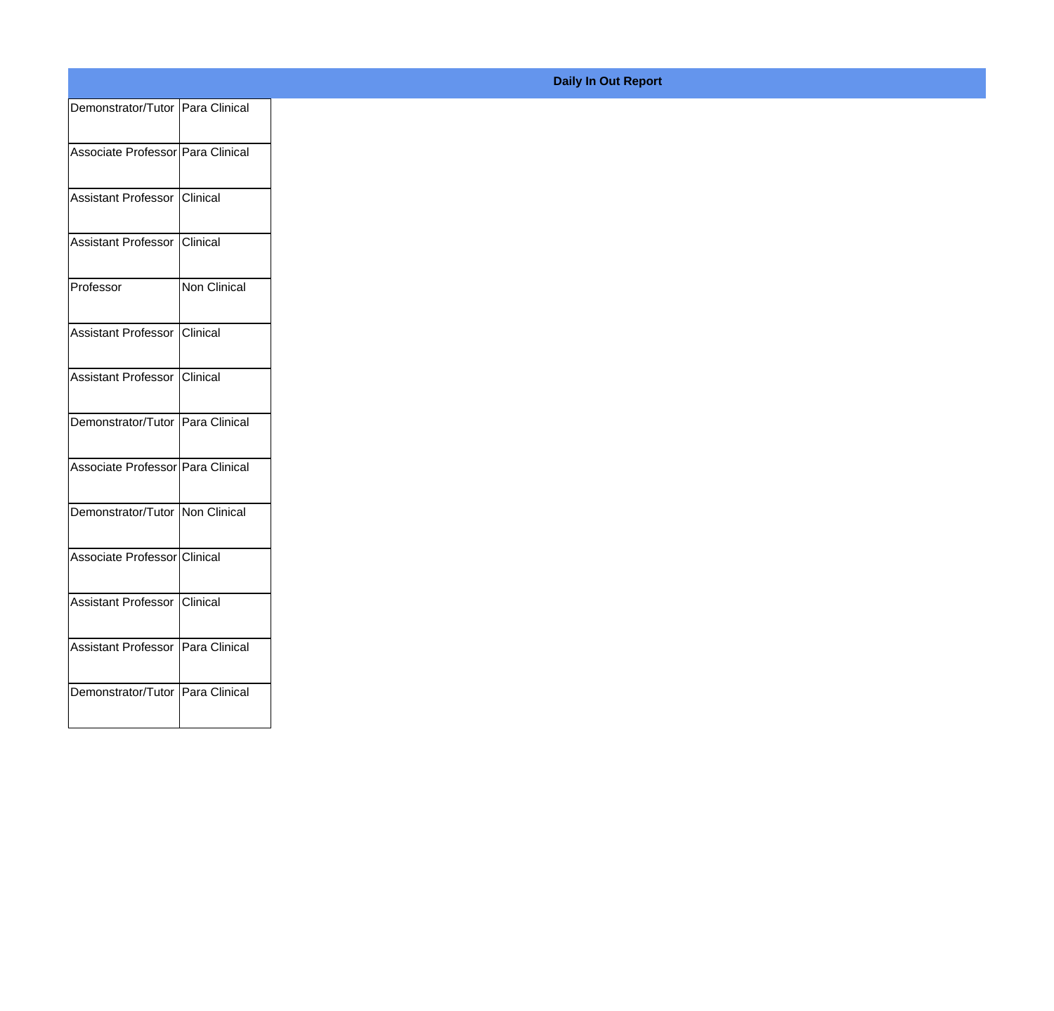**Daily In Out Report**

| | |
|---|---|
| Demonstrator/Tutor | Para Clinical |
| Associate Professor | Para Clinical |
| Assistant Professor | Clinical |
| Assistant Professor | Clinical |
| Professor | Non Clinical |
| Assistant Professor | Clinical |
| Assistant Professor | Clinical |
| Demonstrator/Tutor | Para Clinical |
| Associate Professor | Para Clinical |
| Demonstrator/Tutor | Non Clinical |
| Associate Professor | Clinical |
| Assistant Professor | Clinical |
| Assistant Professor | Para Clinical |
| Demonstrator/Tutor | Para Clinical |